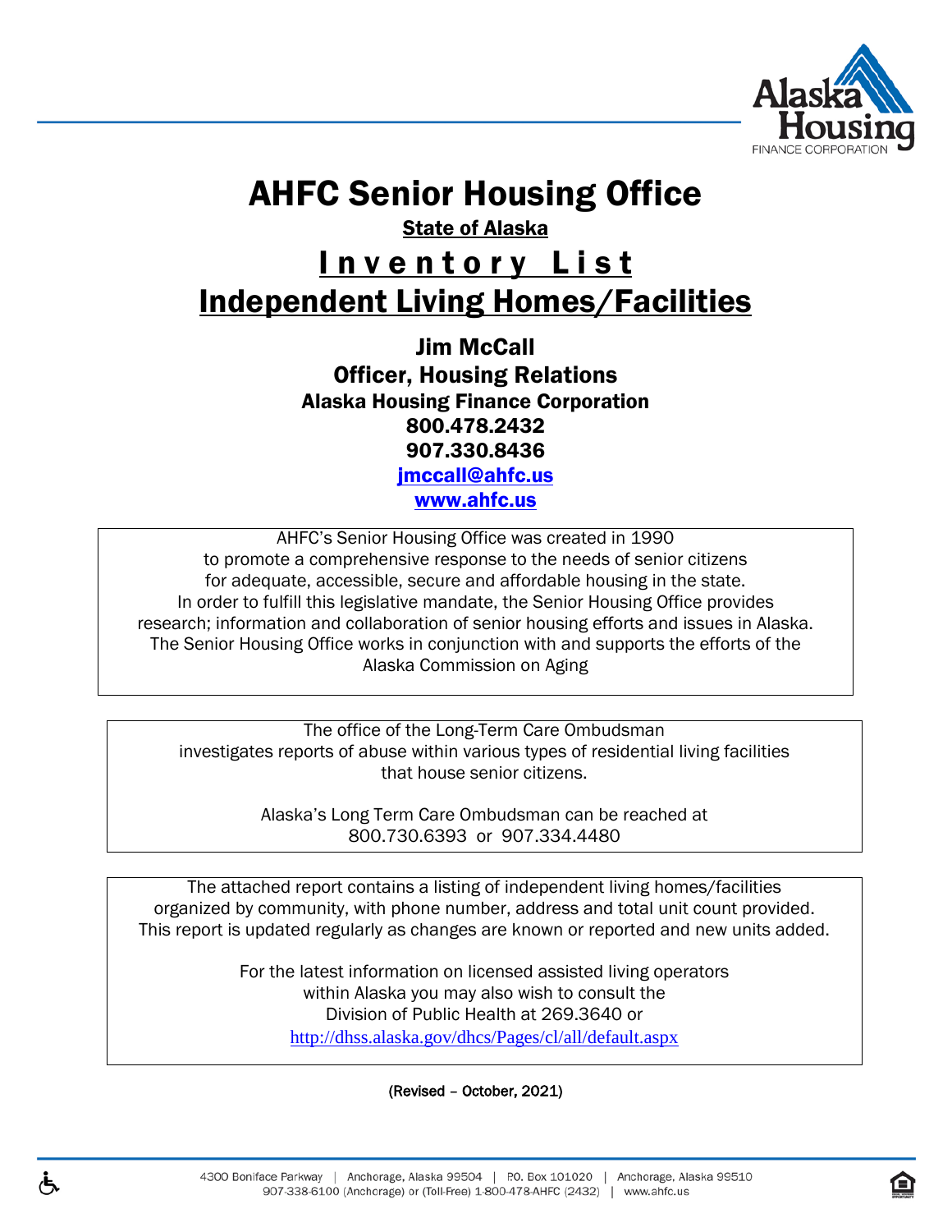# AHFC Senior Housing Office

**State of Alaska**

## Inventory List

## Independent Living Homes/Facilities

**Jim McCall**
**Officer, Housing Relations**
**Alaska Housing Finance Corporation**
**800.478.2432**
**907.330.8436**
**jmccall@ahfc.us**
**www.ahfc.us**

AHFC's Senior Housing Office was created in 1990 to promote a comprehensive response to the needs of senior citizens for adequate, accessible, secure and affordable housing in the state. In order to fulfill this legislative mandate, the Senior Housing Office provides research; information and collaboration of senior housing efforts and issues in Alaska. The Senior Housing Office works in conjunction with and supports the efforts of the Alaska Commission on Aging

The office of the Long-Term Care Ombudsman investigates reports of abuse within various types of residential living facilities that house senior citizens.

Alaska's Long Term Care Ombudsman can be reached at 800.730.6393 or 907.334.4480

The attached report contains a listing of independent living homes/facilities organized by community, with phone number, address and total unit count provided. This report is updated regularly as changes are known or reported and new units added.

For the latest information on licensed assisted living operators within Alaska you may also wish to consult the Division of Public Health at 269.3640 or http://dhss.alaska.gov/dhcs/Pages/cl/all/default.aspx

(Revised – October, 2021)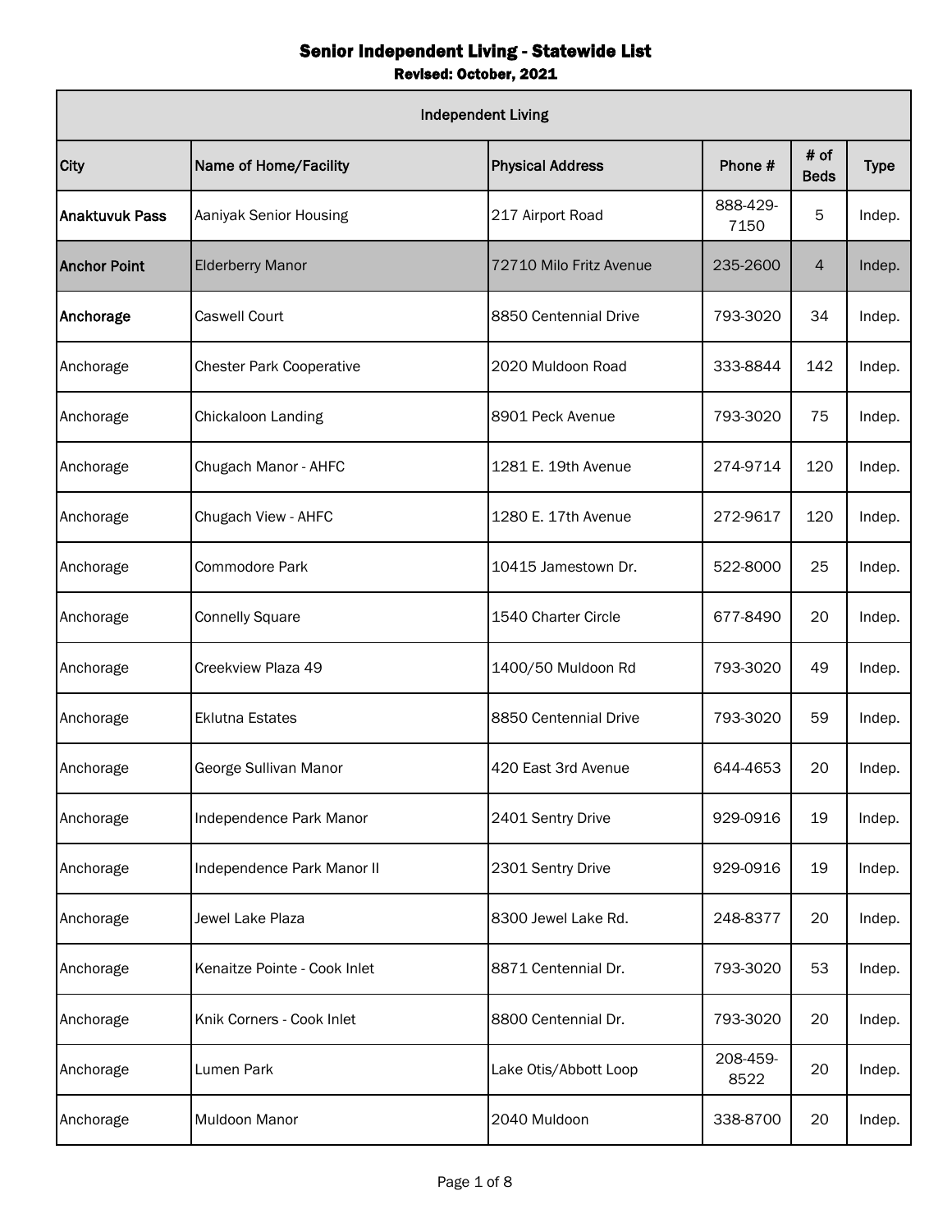# Senior Independent Living - Statewide List

**Revised: October, 2021**

| Independent Living | | | | | |
|---|---|---|---|---|---|
| **City** | **Name of Home/Facility** | **Physical Address** | **Phone #** | **# of Beds** | **Type** |
| **Anaktuvuk Pass** | Aaniyak Senior Housing | 217 Airport Road | 888-429-7150 | 5 | Indep. |
| **Anchor Point** | Elderberry Manor | 72710 Milo Fritz Avenue | 235-2600 | 4 | Indep. |
| **Anchorage** | Caswell Court | 8850 Centennial Drive | 793-3020 | 34 | Indep. |
| Anchorage | Chester Park Cooperative | 2020 Muldoon Road | 333-8844 | 142 | Indep. |
| Anchorage | Chickaloon Landing | 8901 Peck Avenue | 793-3020 | 75 | Indep. |
| Anchorage | Chugach Manor - AHFC | 1281 E. 19th Avenue | 274-9714 | 120 | Indep. |
| Anchorage | Chugach View - AHFC | 1280 E. 17th Avenue | 272-9617 | 120 | Indep. |
| Anchorage | Commodore Park | 10415 Jamestown Dr. | 522-8000 | 25 | Indep. |
| Anchorage | Connelly Square | 1540 Charter Circle | 677-8490 | 20 | Indep. |
| Anchorage | Creekview Plaza 49 | 1400/50 Muldoon Rd | 793-3020 | 49 | Indep. |
| Anchorage | Eklutna Estates | 8850 Centennial Drive | 793-3020 | 59 | Indep. |
| Anchorage | George Sullivan Manor | 420 East 3rd Avenue | 644-4653 | 20 | Indep. |
| Anchorage | Independence Park Manor | 2401 Sentry Drive | 929-0916 | 19 | Indep. |
| Anchorage | Independence Park Manor II | 2301 Sentry Drive | 929-0916 | 19 | Indep. |
| Anchorage | Jewel Lake Plaza | 8300 Jewel Lake Rd. | 248-8377 | 20 | Indep. |
| Anchorage | Kenaitze Pointe - Cook Inlet | 8871 Centennial Dr. | 793-3020 | 53 | Indep. |
| Anchorage | Knik Corners - Cook Inlet | 8800 Centennial Dr. | 793-3020 | 20 | Indep. |
| Anchorage | Lumen Park | Lake Otis/Abbott Loop | 208-459-8522 | 20 | Indep. |
| Anchorage | Muldoon Manor | 2040 Muldoon | 338-8700 | 20 | Indep. |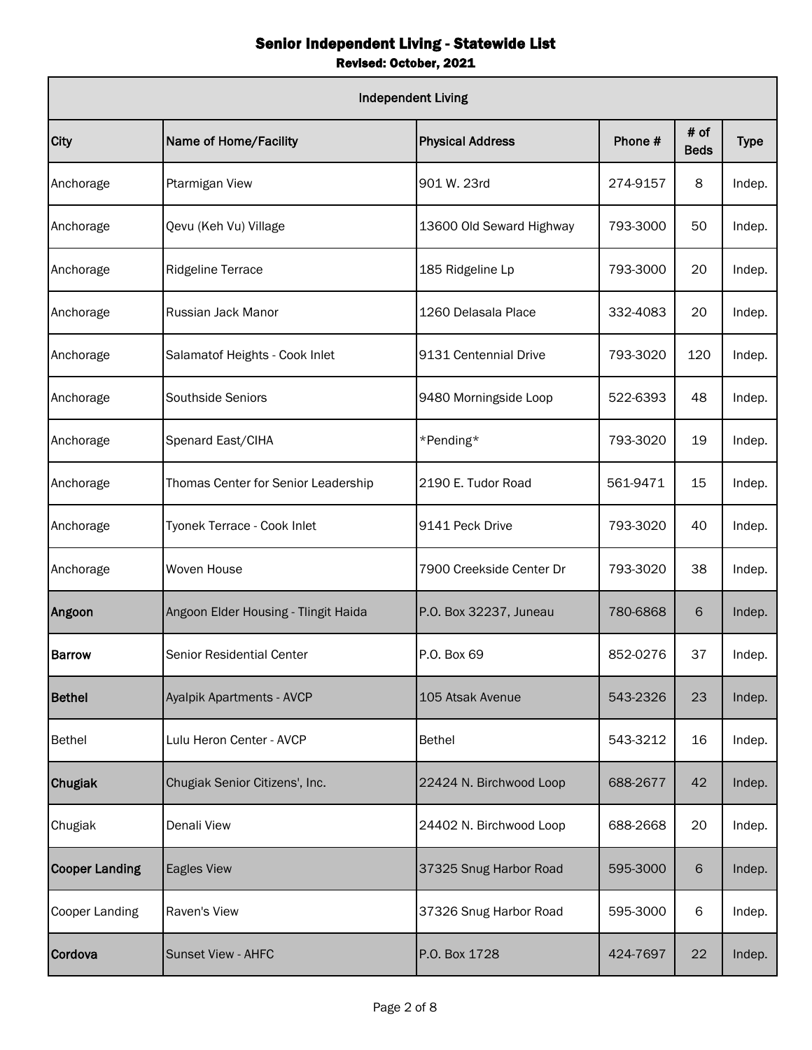# Senior Independent Living - Statewide List

**Revised: October, 2021**

| Independent Living | | | | | |
|---|---|---|---|---|---|
| City | Name of Home/Facility | Physical Address | Phone # | # of Beds | Type |
| Anchorage | Ptarmigan View | 901 W. 23rd | 274-9157 | 8 | Indep. |
| Anchorage | Qevu (Keh Vu) Village | 13600 Old Seward Highway | 793-3000 | 50 | Indep. |
| Anchorage | Ridgeline Terrace | 185 Ridgeline Lp | 793-3000 | 20 | Indep. |
| Anchorage | Russian Jack Manor | 1260 Delasala Place | 332-4083 | 20 | Indep. |
| Anchorage | Salamatof Heights - Cook Inlet | 9131 Centennial Drive | 793-3020 | 120 | Indep. |
| Anchorage | Southside Seniors | 9480 Morningside Loop | 522-6393 | 48 | Indep. |
| Anchorage | Spenard East/CIHA | *Pending* | 793-3020 | 19 | Indep. |
| Anchorage | Thomas Center for Senior Leadership | 2190 E. Tudor Road | 561-9471 | 15 | Indep. |
| Anchorage | Tyonek Terrace - Cook Inlet | 9141 Peck Drive | 793-3020 | 40 | Indep. |
| Anchorage | Woven House | 7900 Creekside Center Dr | 793-3020 | 38 | Indep. |
| **Angoon** | Angoon Elder Housing - Tlingit Haida | P.O. Box 32237, Juneau | 780-6868 | 6 | Indep. |
| **Barrow** | Senior Residential Center | P.O. Box 69 | 852-0276 | 37 | Indep. |
| **Bethel** | Ayalpik Apartments - AVCP | 105 Atsak Avenue | 543-2326 | 23 | Indep. |
| Bethel | Lulu Heron Center - AVCP | Bethel | 543-3212 | 16 | Indep. |
| **Chugiak** | Chugiak Senior Citizens', Inc. | 22424 N. Birchwood Loop | 688-2677 | 42 | Indep. |
| Chugiak | Denali View | 24402 N. Birchwood Loop | 688-2668 | 20 | Indep. |
| **Cooper Landing** | Eagles View | 37325 Snug Harbor Road | 595-3000 | 6 | Indep. |
| Cooper Landing | Raven's View | 37326 Snug Harbor Road | 595-3000 | 6 | Indep. |
| **Cordova** | Sunset View - AHFC | P.O. Box 1728 | 424-7697 | 22 | Indep. |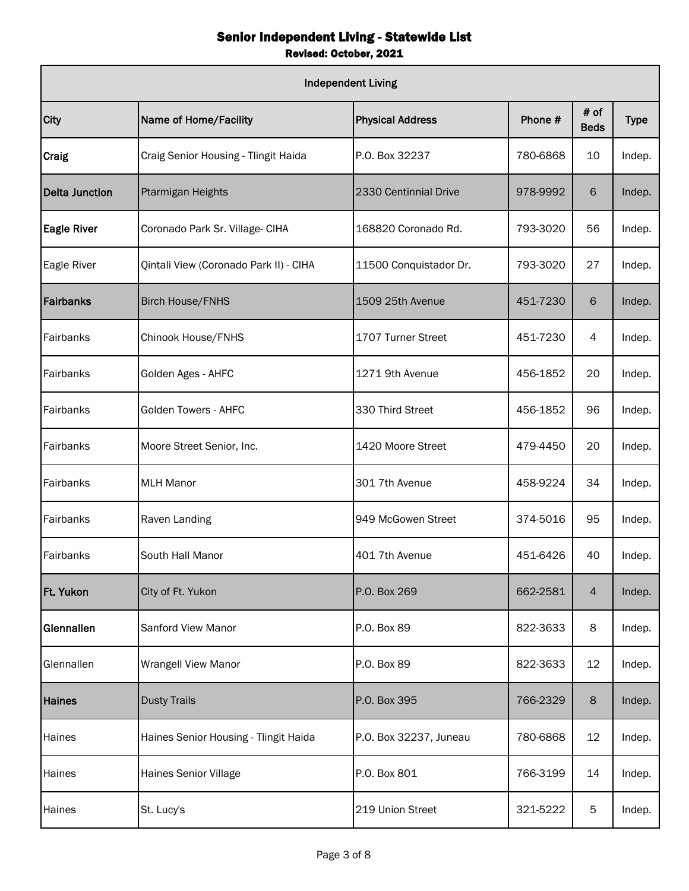## Senior Independent Living - Statewide List

**Revised: October, 2021**

| Independent Living | | | | | |
|---|---|---|---|---|---|
| City | Name of Home/Facility | Physical Address | Phone # | # of Beds | Type |
| **Craig** | Craig Senior Housing - Tlingit Haida | P.O. Box 32237 | 780-6868 | 10 | Indep. |
| **Delta Junction** | Ptarmigan Heights | 2330 Centinnial Drive | 978-9992 | 6 | Indep. |
| **Eagle River** | Coronado Park Sr. Village- CIHA | 168820 Coronado Rd. | 793-3020 | 56 | Indep. |
| Eagle River | Qintali View (Coronado Park II) - CIHA | 11500 Conquistador Dr. | 793-3020 | 27 | Indep. |
| **Fairbanks** | Birch House/FNHS | 1509 25th Avenue | 451-7230 | 6 | Indep. |
| Fairbanks | Chinook House/FNHS | 1707 Turner Street | 451-7230 | 4 | Indep. |
| Fairbanks | Golden Ages - AHFC | 1271 9th Avenue | 456-1852 | 20 | Indep. |
| Fairbanks | Golden Towers - AHFC | 330 Third Street | 456-1852 | 96 | Indep. |
| Fairbanks | Moore Street Senior, Inc. | 1420 Moore Street | 479-4450 | 20 | Indep. |
| Fairbanks | MLH Manor | 301 7th Avenue | 458-9224 | 34 | Indep. |
| Fairbanks | Raven Landing | 949 McGowen Street | 374-5016 | 95 | Indep. |
| Fairbanks | South Hall Manor | 401 7th Avenue | 451-6426 | 40 | Indep. |
| **Ft. Yukon** | City of Ft. Yukon | P.O. Box 269 | 662-2581 | 4 | Indep. |
| **Glennallen** | Sanford View Manor | P.O. Box 89 | 822-3633 | 8 | Indep. |
| Glennallen | Wrangell View Manor | P.O. Box 89 | 822-3633 | 12 | Indep. |
| **Haines** | Dusty Trails | P.O. Box 395 | 766-2329 | 8 | Indep. |
| Haines | Haines Senior Housing - Tlingit Haida | P.O. Box 32237, Juneau | 780-6868 | 12 | Indep. |
| Haines | Haines Senior Village | P.O. Box 801 | 766-3199 | 14 | Indep. |
| Haines | St. Lucy's | 219 Union Street | 321-5222 | 5 | Indep. |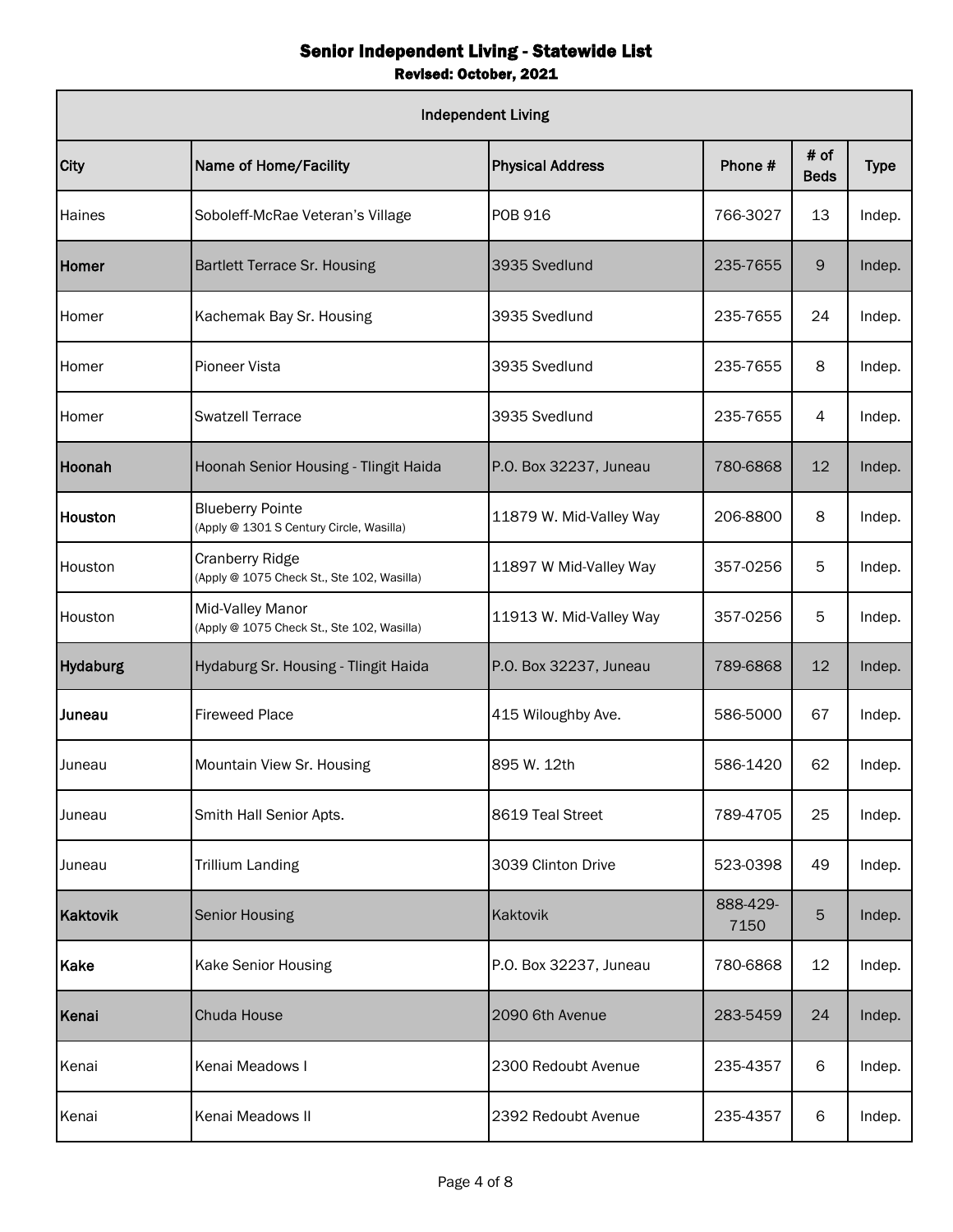# Senior Independent Living - Statewide List

**Revised: October, 2021**

| Independent Living | | | | | |
|---|---|---|---|---|---|
| City | Name of Home/Facility | Physical Address | Phone # | # of Beds | Type |
| Haines | Soboleff-McRae Veteran's Village | POB 916 | 766-3027 | 13 | Indep. |
| **Homer** | Bartlett Terrace Sr. Housing | 3935 Svedlund | 235-7655 | 9 | Indep. |
| Homer | Kachemak Bay Sr. Housing | 3935 Svedlund | 235-7655 | 24 | Indep. |
| Homer | Pioneer Vista | 3935 Svedlund | 235-7655 | 8 | Indep. |
| Homer | Swatzell Terrace | 3935 Svedlund | 235-7655 | 4 | Indep. |
| **Hoonah** | Hoonah Senior Housing - Tlingit Haida | P.O. Box 32237, Juneau | 780-6868 | 12 | Indep. |
| **Houston** | Blueberry Pointe (Apply @ 1301 S Century Circle, Wasilla) | 11879 W. Mid-Valley Way | 206-8800 | 8 | Indep. |
| Houston | Cranberry Ridge (Apply @ 1075 Check St., Ste 102, Wasilla) | 11897 W Mid-Valley Way | 357-0256 | 5 | Indep. |
| Houston | Mid-Valley Manor (Apply @ 1075 Check St., Ste 102, Wasilla) | 11913 W. Mid-Valley Way | 357-0256 | 5 | Indep. |
| **Hydaburg** | Hydaburg Sr. Housing - Tlingit Haida | P.O. Box 32237, Juneau | 789-6868 | 12 | Indep. |
| **Juneau** | Fireweed Place | 415 Wiloughby Ave. | 586-5000 | 67 | Indep. |
| Juneau | Mountain View Sr. Housing | 895 W. 12th | 586-1420 | 62 | Indep. |
| Juneau | Smith Hall Senior Apts. | 8619 Teal Street | 789-4705 | 25 | Indep. |
| Juneau | Trillium Landing | 3039 Clinton Drive | 523-0398 | 49 | Indep. |
| **Kaktovik** | Senior Housing | Kaktovik | 888-429-7150 | 5 | Indep. |
| **Kake** | Kake Senior Housing | P.O. Box 32237, Juneau | 780-6868 | 12 | Indep. |
| **Kenai** | Chuda House | 2090 6th Avenue | 283-5459 | 24 | Indep. |
| Kenai | Kenai Meadows I | 2300 Redoubt Avenue | 235-4357 | 6 | Indep. |
| Kenai | Kenai Meadows II | 2392 Redoubt Avenue | 235-4357 | 6 | Indep. |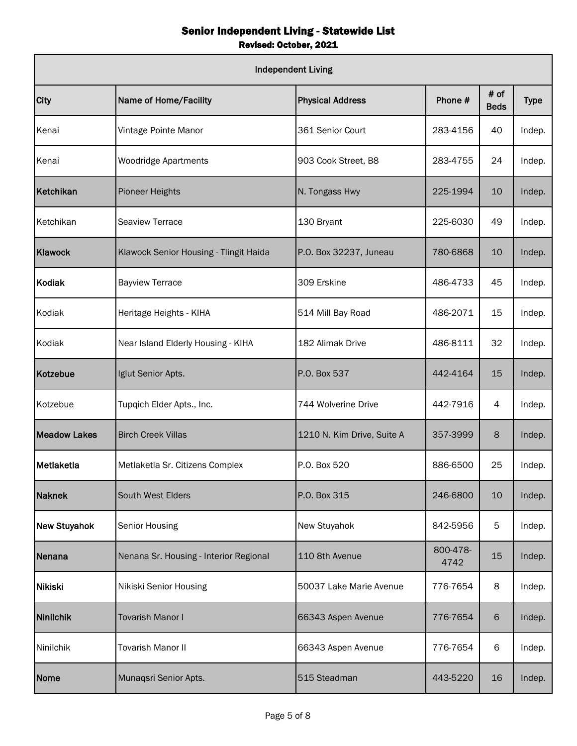# Senior Independent Living - Statewide List

**Revised: October, 2021**

| Independent Living | | | | | |
|---|---|---|---|---|---|
| **City** | **Name of Home/Facility** | **Physical Address** | **Phone #** | **# of Beds** | **Type** |
| Kenai | Vintage Pointe Manor | 361 Senior Court | 283-4156 | 40 | Indep. |
| Kenai | Woodridge Apartments | 903 Cook Street, B8 | 283-4755 | 24 | Indep. |
| **Ketchikan** | Pioneer Heights | N. Tongass Hwy | 225-1994 | 10 | Indep. |
| Ketchikan | Seaview Terrace | 130 Bryant | 225-6030 | 49 | Indep. |
| **Klawock** | Klawock Senior Housing - Tlingit Haida | P.O. Box 32237, Juneau | 780-6868 | 10 | Indep. |
| **Kodiak** | Bayview Terrace | 309 Erskine | 486-4733 | 45 | Indep. |
| Kodiak | Heritage Heights - KIHA | 514 Mill Bay Road | 486-2071 | 15 | Indep. |
| Kodiak | Near Island Elderly Housing - KIHA | 182 Alimak Drive | 486-8111 | 32 | Indep. |
| **Kotzebue** | Iglut Senior Apts. | P.O. Box 537 | 442-4164 | 15 | Indep. |
| Kotzebue | Tupqich Elder Apts., Inc. | 744 Wolverine Drive | 442-7916 | 4 | Indep. |
| **Meadow Lakes** | Birch Creek Villas | 1210 N. Kim Drive, Suite A | 357-3999 | 8 | Indep. |
| **Metlaketla** | Metlaketla Sr. Citizens Complex | P.O. Box 520 | 886-6500 | 25 | Indep. |
| **Naknek** | South West Elders | P.O. Box 315 | 246-6800 | 10 | Indep. |
| **New Stuyahok** | Senior Housing | New Stuyahok | 842-5956 | 5 | Indep. |
| **Nenana** | Nenana Sr. Housing - Interior Regional | 110 8th Avenue | 800-478-4742 | 15 | Indep. |
| **Nikiski** | Nikiski Senior Housing | 50037 Lake Marie Avenue | 776-7654 | 8 | Indep. |
| **Ninilchik** | Tovarish Manor I | 66343 Aspen Avenue | 776-7654 | 6 | Indep. |
| Ninilchik | Tovarish Manor II | 66343 Aspen Avenue | 776-7654 | 6 | Indep. |
| **Nome** | Munaqsri Senior Apts. | 515 Steadman | 443-5220 | 16 | Indep. |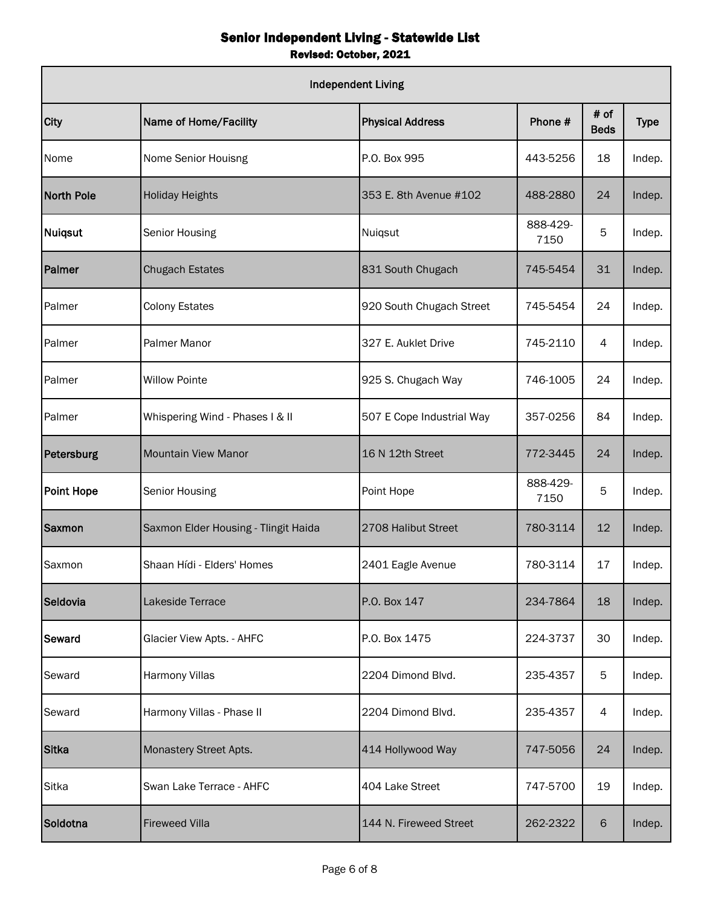# Senior Independent Living - Statewide List

**Revised: October, 2021**

| Independent Living | | | | | |
|---|---|---|---|---|---|
| City | Name of Home/Facility | Physical Address | Phone # | # of Beds | Type |
| Nome | Nome Senior Houisng | P.O. Box 995 | 443-5256 | 18 | Indep. |
| **North Pole** | Holiday Heights | 353 E. 8th Avenue #102 | 488-2880 | 24 | Indep. |
| **Nuiqsut** | Senior Housing | Nuiqsut | 888-429-7150 | 5 | Indep. |
| **Palmer** | Chugach Estates | 831 South Chugach | 745-5454 | 31 | Indep. |
| Palmer | Colony Estates | 920 South Chugach Street | 745-5454 | 24 | Indep. |
| Palmer | Palmer Manor | 327 E. Auklet Drive | 745-2110 | 4 | Indep. |
| Palmer | Willow Pointe | 925 S. Chugach Way | 746-1005 | 24 | Indep. |
| Palmer | Whispering Wind - Phases I & II | 507 E Cope Industrial Way | 357-0256 | 84 | Indep. |
| **Petersburg** | Mountain View Manor | 16 N 12th Street | 772-3445 | 24 | Indep. |
| **Point Hope** | Senior Housing | Point Hope | 888-429-7150 | 5 | Indep. |
| **Saxmon** | Saxmon Elder Housing - Tlingit Haida | 2708 Halibut Street | 780-3114 | 12 | Indep. |
| Saxmon | Shaan Hídi - Elders' Homes | 2401 Eagle Avenue | 780-3114 | 17 | Indep. |
| **Seldovia** | Lakeside Terrace | P.O. Box 147 | 234-7864 | 18 | Indep. |
| **Seward** | Glacier View Apts. - AHFC | P.O. Box 1475 | 224-3737 | 30 | Indep. |
| Seward | Harmony Villas | 2204 Dimond Blvd. | 235-4357 | 5 | Indep. |
| Seward | Harmony Villas - Phase II | 2204 Dimond Blvd. | 235-4357 | 4 | Indep. |
| **Sitka** | Monastery Street Apts. | 414 Hollywood Way | 747-5056 | 24 | Indep. |
| Sitka | Swan Lake Terrace - AHFC | 404 Lake Street | 747-5700 | 19 | Indep. |
| **Soldotna** | Fireweed Villa | 144 N. Fireweed Street | 262-2322 | 6 | Indep. |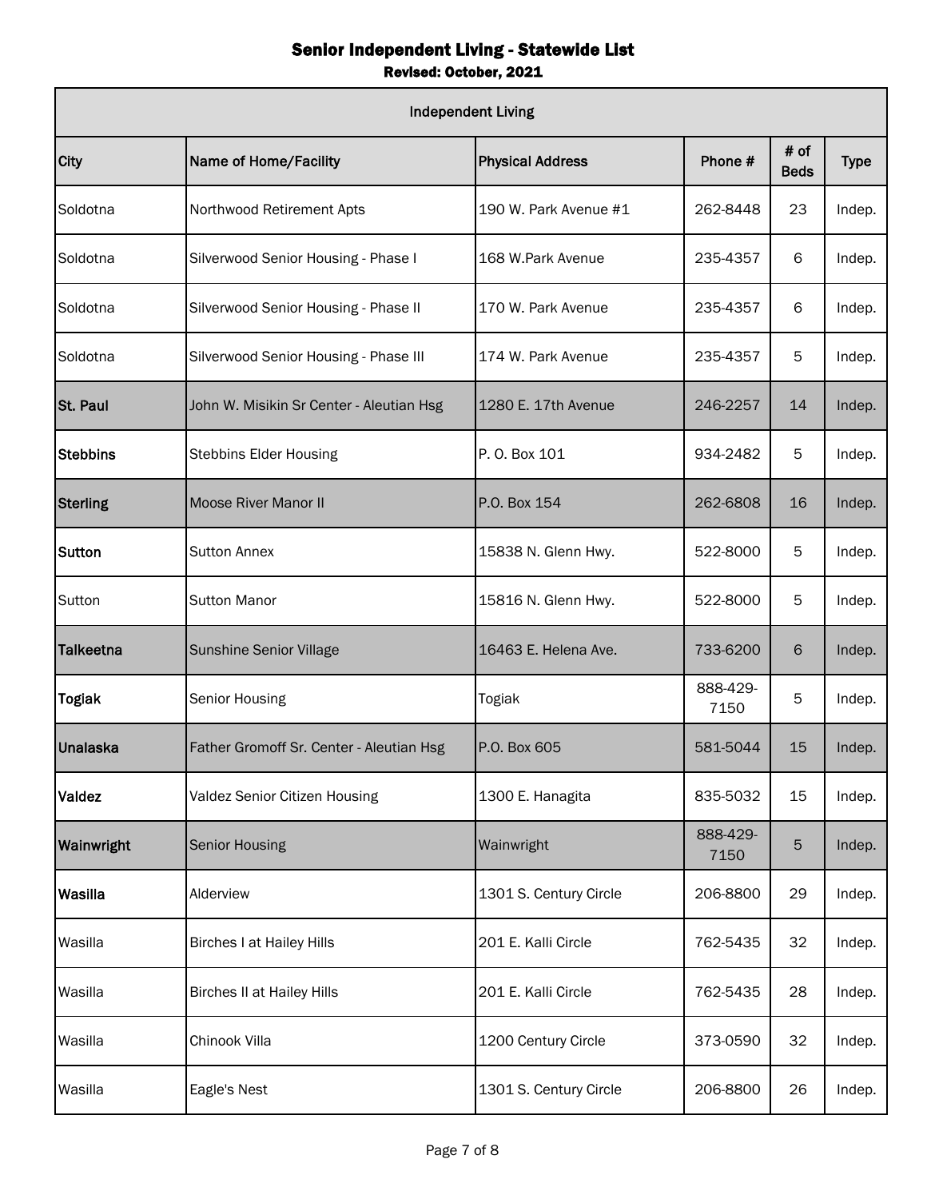# Senior Independent Living - Statewide List

**Revised: October, 2021**

| Independent Living | | | | | |
|---|---|---|---|---|---|
| City | Name of Home/Facility | Physical Address | Phone # | # of Beds | Type |
| Soldotna | Northwood Retirement Apts | 190 W. Park Avenue #1 | 262-8448 | 23 | Indep. |
| Soldotna | Silverwood Senior Housing - Phase I | 168 W.Park Avenue | 235-4357 | 6 | Indep. |
| Soldotna | Silverwood Senior Housing - Phase II | 170 W. Park Avenue | 235-4357 | 6 | Indep. |
| Soldotna | Silverwood Senior Housing - Phase III | 174 W. Park Avenue | 235-4357 | 5 | Indep. |
| **St. Paul** | John W. Misikin Sr Center - Aleutian Hsg | 1280 E. 17th Avenue | 246-2257 | 14 | Indep. |
| **Stebbins** | Stebbins Elder Housing | P. O. Box 101 | 934-2482 | 5 | Indep. |
| **Sterling** | Moose River Manor II | P.O. Box 154 | 262-6808 | 16 | Indep. |
| **Sutton** | Sutton Annex | 15838 N. Glenn Hwy. | 522-8000 | 5 | Indep. |
| Sutton | Sutton Manor | 15816 N. Glenn Hwy. | 522-8000 | 5 | Indep. |
| **Talkeetna** | Sunshine Senior Village | 16463 E. Helena Ave. | 733-6200 | 6 | Indep. |
| **Togiak** | Senior Housing | Togiak | 888-429-7150 | 5 | Indep. |
| **Unalaska** | Father Gromoff Sr. Center - Aleutian Hsg | P.O. Box 605 | 581-5044 | 15 | Indep. |
| **Valdez** | Valdez Senior Citizen Housing | 1300 E. Hanagita | 835-5032 | 15 | Indep. |
| **Wainwright** | Senior Housing | Wainwright | 888-429-7150 | 5 | Indep. |
| **Wasilla** | Alderview | 1301 S. Century Circle | 206-8800 | 29 | Indep. |
| Wasilla | Birches I at Hailey Hills | 201 E. Kalli Circle | 762-5435 | 32 | Indep. |
| Wasilla | Birches II at Hailey Hills | 201 E. Kalli Circle | 762-5435 | 28 | Indep. |
| Wasilla | Chinook Villa | 1200 Century Circle | 373-0590 | 32 | Indep. |
| Wasilla | Eagle's Nest | 1301 S. Century Circle | 206-8800 | 26 | Indep. |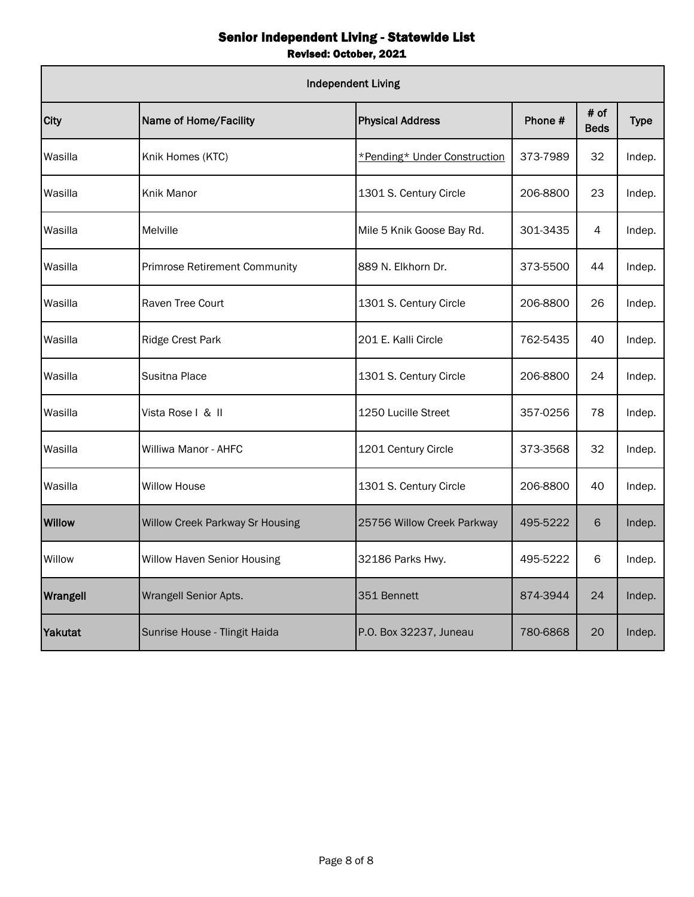## Senior Independent Living - Statewide List

**Revised: October, 2021**

| Independent Living | | | | | |
|---|---|---|---|---|---|
| City | Name of Home/Facility | Physical Address | Phone # | # of Beds | Type |
| Wasilla | Knik Homes (KTC) | *Pending* Under Construction | 373-7989 | 32 | Indep. |
| Wasilla | Knik Manor | 1301 S. Century Circle | 206-8800 | 23 | Indep. |
| Wasilla | Melville | Mile 5 Knik Goose Bay Rd. | 301-3435 | 4 | Indep. |
| Wasilla | Primrose Retirement Community | 889 N. Elkhorn Dr. | 373-5500 | 44 | Indep. |
| Wasilla | Raven Tree Court | 1301 S. Century Circle | 206-8800 | 26 | Indep. |
| Wasilla | Ridge Crest Park | 201 E. Kalli Circle | 762-5435 | 40 | Indep. |
| Wasilla | Susitna Place | 1301 S. Century Circle | 206-8800 | 24 | Indep. |
| Wasilla | Vista Rose I & II | 1250 Lucille Street | 357-0256 | 78 | Indep. |
| Wasilla | Williwa Manor - AHFC | 1201 Century Circle | 373-3568 | 32 | Indep. |
| Wasilla | Willow House | 1301 S. Century Circle | 206-8800 | 40 | Indep. |
| **Willow** | Willow Creek Parkway Sr Housing | 25756 Willow Creek Parkway | 495-5222 | 6 | Indep. |
| Willow | Willow Haven Senior Housing | 32186 Parks Hwy. | 495-5222 | 6 | Indep. |
| **Wrangell** | Wrangell Senior Apts. | 351 Bennett | 874-3944 | 24 | Indep. |
| **Yakutat** | Sunrise House - Tlingit Haida | P.O. Box 32237, Juneau | 780-6868 | 20 | Indep. |